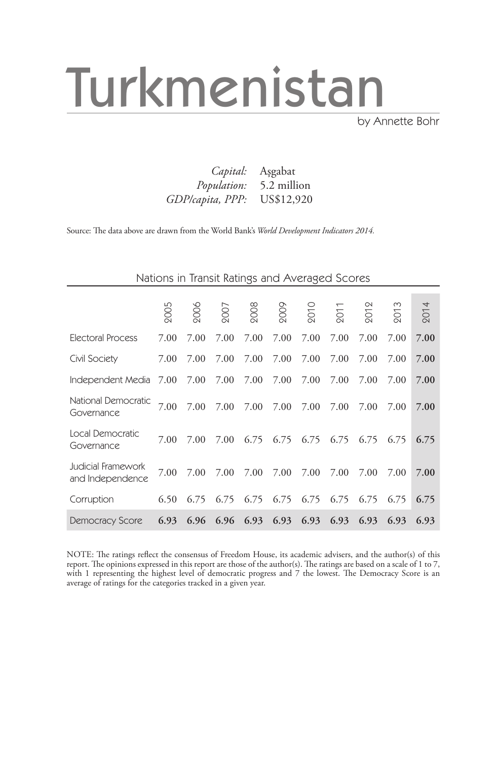# Turkmenistan

by Annette Bohr

*Capital:* Aşgabat
*Population:* 5.2 million
*GDP/capita, PPP:* US$12,920

Source: The data above are drawn from the World Bank's *World Development Indicators 2014.*

## Nations in Transit Ratings and Averaged Scores

| | 2005 | 2006 | 2007 | 2008 | 2009 | 2010 | 2011 | 2012 | 2013 | 2014 |
|---|---|---|---|---|---|---|---|---|---|---|
| Electoral Process | 7.00 | 7.00 | 7.00 | 7.00 | 7.00 | 7.00 | 7.00 | 7.00 | 7.00 | **7.00** |
| Civil Society | 7.00 | 7.00 | 7.00 | 7.00 | 7.00 | 7.00 | 7.00 | 7.00 | 7.00 | **7.00** |
| Independent Media | 7.00 | 7.00 | 7.00 | 7.00 | 7.00 | 7.00 | 7.00 | 7.00 | 7.00 | **7.00** |
| National Democratic Governance | 7.00 | 7.00 | 7.00 | 7.00 | 7.00 | 7.00 | 7.00 | 7.00 | 7.00 | **7.00** |
| Local Democratic Governance | 7.00 | 7.00 | 7.00 | 6.75 | 6.75 | 6.75 | 6.75 | 6.75 | 6.75 | **6.75** |
| Judicial Framework and Independence | 7.00 | 7.00 | 7.00 | 7.00 | 7.00 | 7.00 | 7.00 | 7.00 | 7.00 | **7.00** |
| Corruption | 6.50 | 6.75 | 6.75 | 6.75 | 6.75 | 6.75 | 6.75 | 6.75 | 6.75 | **6.75** |
| Democracy Score | **6.93** | **6.96** | **6.96** | **6.93** | **6.93** | **6.93** | **6.93** | **6.93** | **6.93** | **6.93** |

NOTE: The ratings reflect the consensus of Freedom House, its academic advisers, and the author(s) of this report. The opinions expressed in this report are those of the author(s). The ratings are based on a scale of 1 to 7, with 1 representing the highest level of democratic progress and 7 the lowest. The Democracy Score is an average of ratings for the categories tracked in a given year.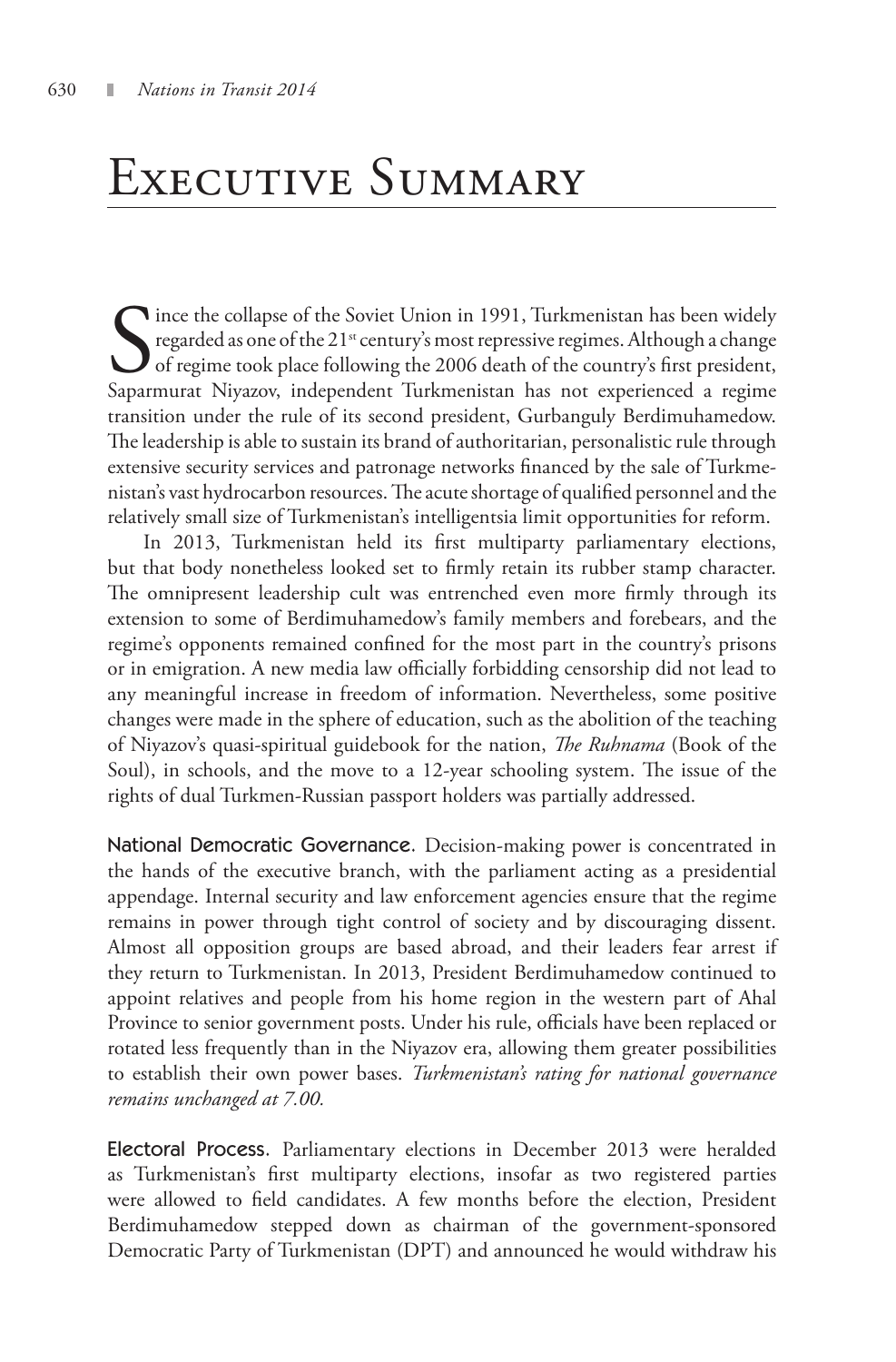# Executive Summary

Since the collapse of the Soviet Union in 1991, Turkmenistan has been widely regarded as one of the 21st century's most repressive regimes. Although a change of regime took place following the 2006 death of the country's first president, Saparmurat Niyazov, independent Turkmenistan has not experienced a regime transition under the rule of its second president, Gurbanguly Berdimuhamedow. The leadership is able to sustain its brand of authoritarian, personalistic rule through extensive security services and patronage networks financed by the sale of Turkmenistan's vast hydrocarbon resources. The acute shortage of qualified personnel and the relatively small size of Turkmenistan's intelligentsia limit opportunities for reform.

In 2013, Turkmenistan held its first multiparty parliamentary elections, but that body nonetheless looked set to firmly retain its rubber stamp character. The omnipresent leadership cult was entrenched even more firmly through its extension to some of Berdimuhamedow's family members and forebears, and the regime's opponents remained confined for the most part in the country's prisons or in emigration. A new media law officially forbidding censorship did not lead to any meaningful increase in freedom of information. Nevertheless, some positive changes were made in the sphere of education, such as the abolition of the teaching of Niyazov's quasi-spiritual guidebook for the nation, *The Ruhnama* (Book of the Soul), in schools, and the move to a 12-year schooling system. The issue of the rights of dual Turkmen-Russian passport holders was partially addressed.

**National Democratic Governance.** Decision-making power is concentrated in the hands of the executive branch, with the parliament acting as a presidential appendage. Internal security and law enforcement agencies ensure that the regime remains in power through tight control of society and by discouraging dissent. Almost all opposition groups are based abroad, and their leaders fear arrest if they return to Turkmenistan. In 2013, President Berdimuhamedow continued to appoint relatives and people from his home region in the western part of Ahal Province to senior government posts. Under his rule, officials have been replaced or rotated less frequently than in the Niyazov era, allowing them greater possibilities to establish their own power bases. *Turkmenistan's rating for national governance remains unchanged at 7.00.*

**Electoral Process.** Parliamentary elections in December 2013 were heralded as Turkmenistan's first multiparty elections, insofar as two registered parties were allowed to field candidates. A few months before the election, President Berdimuhamedow stepped down as chairman of the government-sponsored Democratic Party of Turkmenistan (DPT) and announced he would withdraw his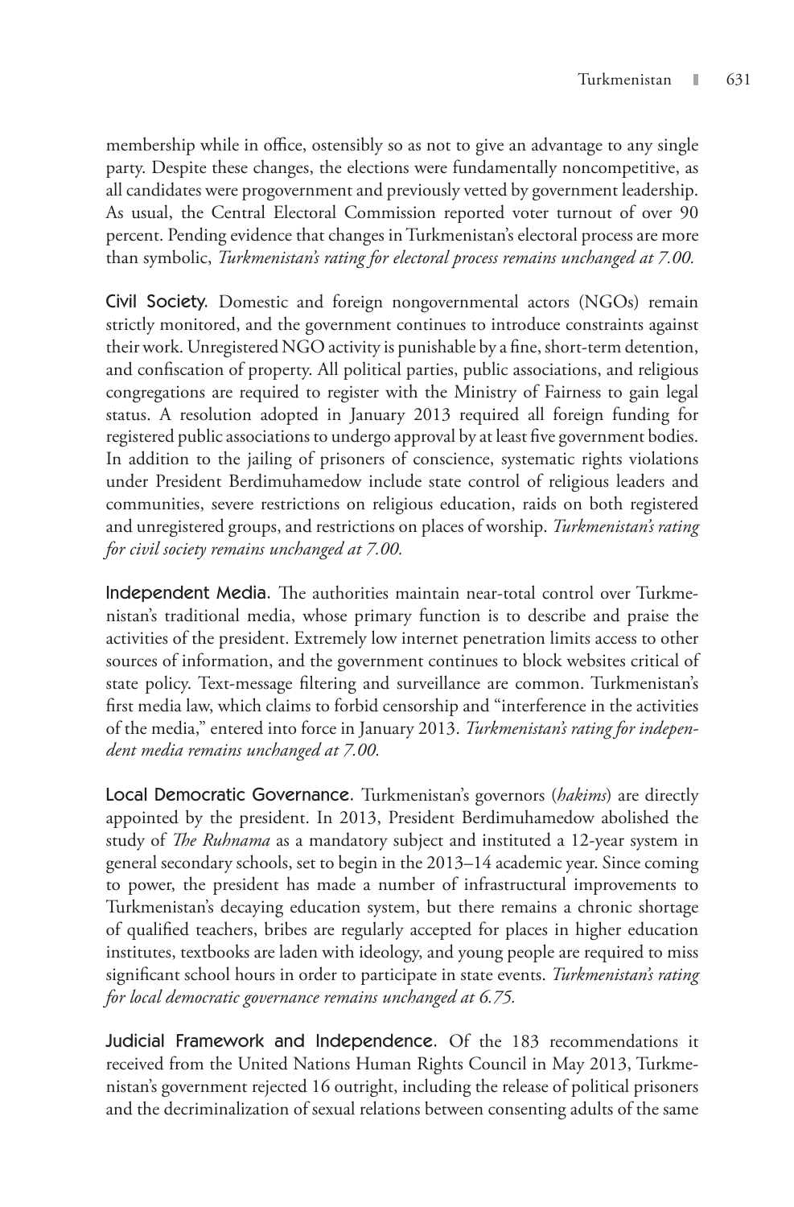membership while in office, ostensibly so as not to give an advantage to any single party. Despite these changes, the elections were fundamentally noncompetitive, as all candidates were progovernment and previously vetted by government leadership. As usual, the Central Electoral Commission reported voter turnout of over 90 percent. Pending evidence that changes in Turkmenistan's electoral process are more than symbolic, *Turkmenistan's rating for electoral process remains unchanged at 7.00.*

**Civil Society.** Domestic and foreign nongovernmental actors (NGOs) remain strictly monitored, and the government continues to introduce constraints against their work. Unregistered NGO activity is punishable by a fine, short-term detention, and confiscation of property. All political parties, public associations, and religious congregations are required to register with the Ministry of Fairness to gain legal status. A resolution adopted in January 2013 required all foreign funding for registered public associations to undergo approval by at least five government bodies. In addition to the jailing of prisoners of conscience, systematic rights violations under President Berdimuhamedow include state control of religious leaders and communities, severe restrictions on religious education, raids on both registered and unregistered groups, and restrictions on places of worship. *Turkmenistan's rating for civil society remains unchanged at 7.00.*

**Independent Media.** The authorities maintain near-total control over Turkmenistan's traditional media, whose primary function is to describe and praise the activities of the president. Extremely low internet penetration limits access to other sources of information, and the government continues to block websites critical of state policy. Text-message filtering and surveillance are common. Turkmenistan's first media law, which claims to forbid censorship and "interference in the activities of the media," entered into force in January 2013. *Turkmenistan's rating for independent media remains unchanged at 7.00.*

**Local Democratic Governance.** Turkmenistan's governors (*hakims*) are directly appointed by the president. In 2013, President Berdimuhamedow abolished the study of *The Ruhnama* as a mandatory subject and instituted a 12-year system in general secondary schools, set to begin in the 2013–14 academic year. Since coming to power, the president has made a number of infrastructural improvements to Turkmenistan's decaying education system, but there remains a chronic shortage of qualified teachers, bribes are regularly accepted for places in higher education institutes, textbooks are laden with ideology, and young people are required to miss significant school hours in order to participate in state events. *Turkmenistan's rating for local democratic governance remains unchanged at 6.75.*

**Judicial Framework and Independence.** Of the 183 recommendations it received from the United Nations Human Rights Council in May 2013, Turkmenistan's government rejected 16 outright, including the release of political prisoners and the decriminalization of sexual relations between consenting adults of the same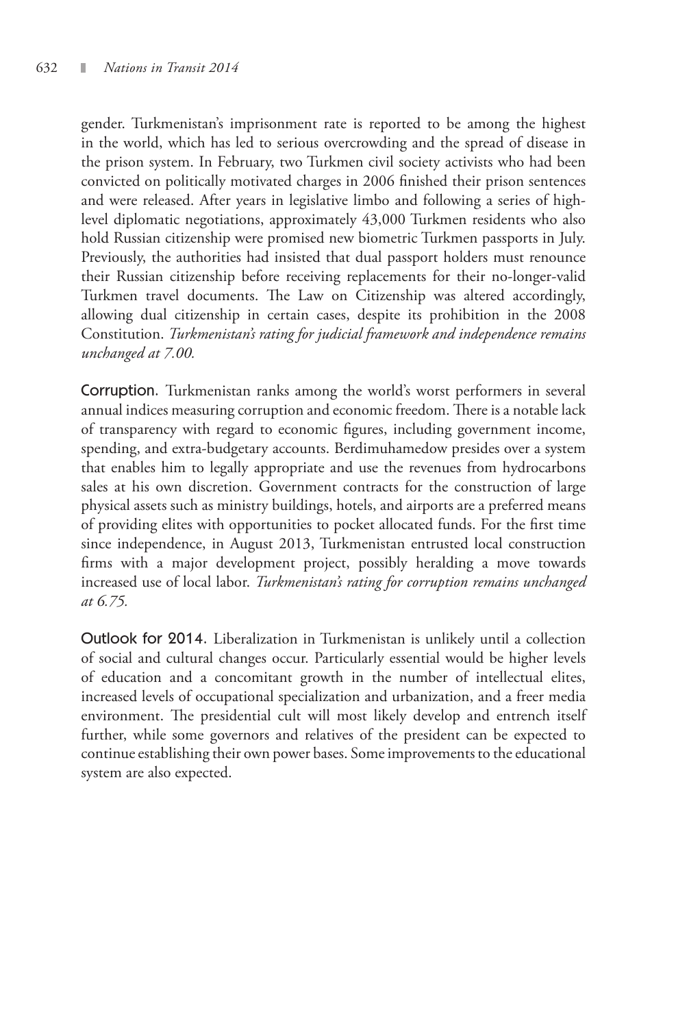gender. Turkmenistan's imprisonment rate is reported to be among the highest in the world, which has led to serious overcrowding and the spread of disease in the prison system. In February, two Turkmen civil society activists who had been convicted on politically motivated charges in 2006 finished their prison sentences and were released. After years in legislative limbo and following a series of high-level diplomatic negotiations, approximately 43,000 Turkmen residents who also hold Russian citizenship were promised new biometric Turkmen passports in July. Previously, the authorities had insisted that dual passport holders must renounce their Russian citizenship before receiving replacements for their no-longer-valid Turkmen travel documents. The Law on Citizenship was altered accordingly, allowing dual citizenship in certain cases, despite its prohibition in the 2008 Constitution. *Turkmenistan's rating for judicial framework and independence remains unchanged at 7.00.*

**Corruption.** Turkmenistan ranks among the world's worst performers in several annual indices measuring corruption and economic freedom. There is a notable lack of transparency with regard to economic figures, including government income, spending, and extra-budgetary accounts. Berdimuhamedow presides over a system that enables him to legally appropriate and use the revenues from hydrocarbons sales at his own discretion. Government contracts for the construction of large physical assets such as ministry buildings, hotels, and airports are a preferred means of providing elites with opportunities to pocket allocated funds. For the first time since independence, in August 2013, Turkmenistan entrusted local construction firms with a major development project, possibly heralding a move towards increased use of local labor. *Turkmenistan's rating for corruption remains unchanged at 6.75.*

**Outlook for 2014.** Liberalization in Turkmenistan is unlikely until a collection of social and cultural changes occur. Particularly essential would be higher levels of education and a concomitant growth in the number of intellectual elites, increased levels of occupational specialization and urbanization, and a freer media environment. The presidential cult will most likely develop and entrench itself further, while some governors and relatives of the president can be expected to continue establishing their own power bases. Some improvements to the educational system are also expected.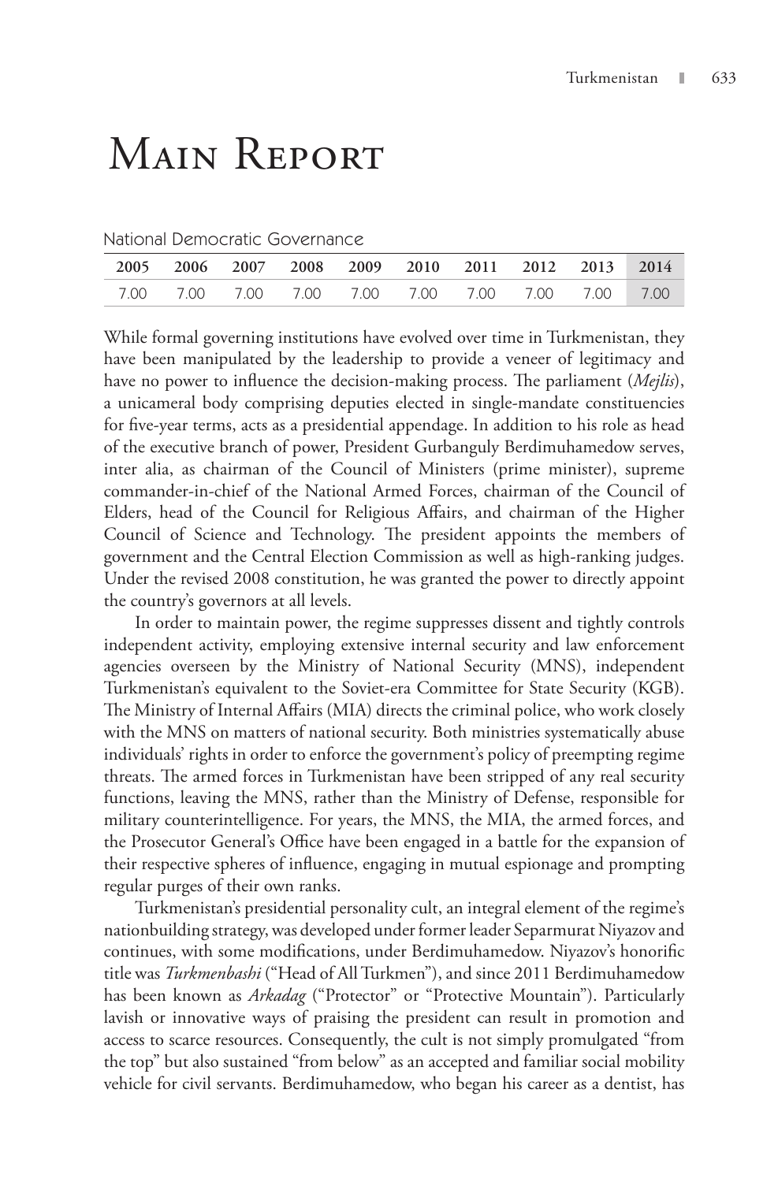# Main Report

National Democratic Governance

| 2005 | 2006 | 2007 | 2008 | 2009 | 2010 | 2011 | 2012 | 2013 | 2014 |
|---|---|---|---|---|---|---|---|---|---|
| 7.00 | 7.00 | 7.00 | 7.00 | 7.00 | 7.00 | 7.00 | 7.00 | 7.00 | 7.00 |

While formal governing institutions have evolved over time in Turkmenistan, they have been manipulated by the leadership to provide a veneer of legitimacy and have no power to influence the decision-making process. The parliament (*Mejlis*), a unicameral body comprising deputies elected in single-mandate constituencies for five-year terms, acts as a presidential appendage. In addition to his role as head of the executive branch of power, President Gurbanguly Berdimuhamedow serves, inter alia, as chairman of the Council of Ministers (prime minister), supreme commander-in-chief of the National Armed Forces, chairman of the Council of Elders, head of the Council for Religious Affairs, and chairman of the Higher Council of Science and Technology. The president appoints the members of government and the Central Election Commission as well as high-ranking judges. Under the revised 2008 constitution, he was granted the power to directly appoint the country's governors at all levels.

In order to maintain power, the regime suppresses dissent and tightly controls independent activity, employing extensive internal security and law enforcement agencies overseen by the Ministry of National Security (MNS), independent Turkmenistan's equivalent to the Soviet-era Committee for State Security (KGB). The Ministry of Internal Affairs (MIA) directs the criminal police, who work closely with the MNS on matters of national security. Both ministries systematically abuse individuals' rights in order to enforce the government's policy of preempting regime threats. The armed forces in Turkmenistan have been stripped of any real security functions, leaving the MNS, rather than the Ministry of Defense, responsible for military counterintelligence. For years, the MNS, the MIA, the armed forces, and the Prosecutor General's Office have been engaged in a battle for the expansion of their respective spheres of influence, engaging in mutual espionage and prompting regular purges of their own ranks.

Turkmenistan's presidential personality cult, an integral element of the regime's nationbuilding strategy, was developed under former leader Separmurat Niyazov and continues, with some modifications, under Berdimuhamedow. Niyazov's honorific title was *Turkmenbashi* ("Head of All Turkmen"), and since 2011 Berdimuhamedow has been known as *Arkadag* ("Protector" or "Protective Mountain"). Particularly lavish or innovative ways of praising the president can result in promotion and access to scarce resources. Consequently, the cult is not simply promulgated "from the top" but also sustained "from below" as an accepted and familiar social mobility vehicle for civil servants. Berdimuhamedow, who began his career as a dentist, has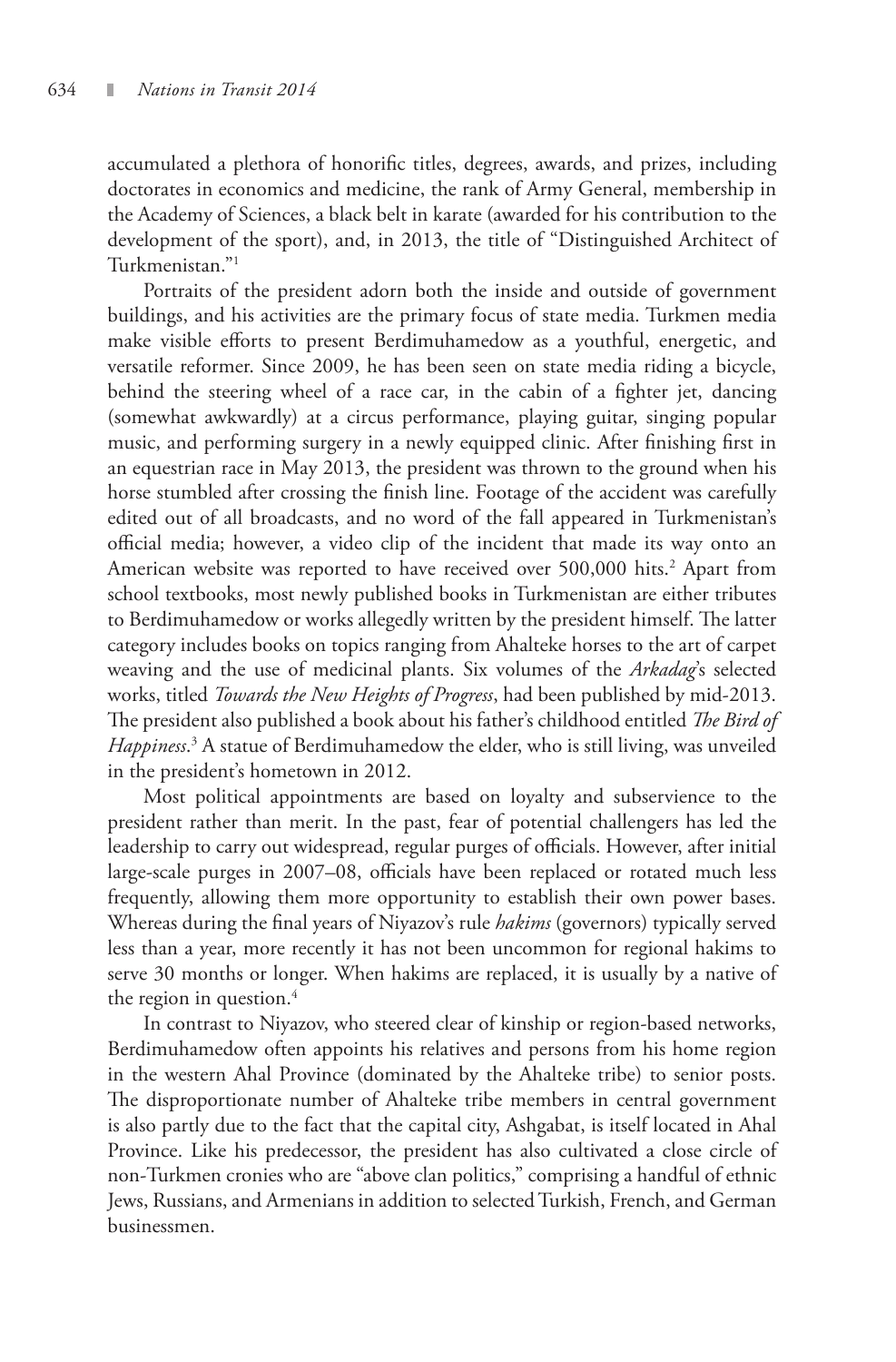accumulated a plethora of honorific titles, degrees, awards, and prizes, including doctorates in economics and medicine, the rank of Army General, membership in the Academy of Sciences, a black belt in karate (awarded for his contribution to the development of the sport), and, in 2013, the title of "Distinguished Architect of Turkmenistan."[1]

Portraits of the president adorn both the inside and outside of government buildings, and his activities are the primary focus of state media. Turkmen media make visible efforts to present Berdimuhamedow as a youthful, energetic, and versatile reformer. Since 2009, he has been seen on state media riding a bicycle, behind the steering wheel of a race car, in the cabin of a fighter jet, dancing (somewhat awkwardly) at a circus performance, playing guitar, singing popular music, and performing surgery in a newly equipped clinic. After finishing first in an equestrian race in May 2013, the president was thrown to the ground when his horse stumbled after crossing the finish line. Footage of the accident was carefully edited out of all broadcasts, and no word of the fall appeared in Turkmenistan's official media; however, a video clip of the incident that made its way onto an American website was reported to have received over 500,000 hits.[2] Apart from school textbooks, most newly published books in Turkmenistan are either tributes to Berdimuhamedow or works allegedly written by the president himself. The latter category includes books on topics ranging from Ahalteke horses to the art of carpet weaving and the use of medicinal plants. Six volumes of the *Arkadag*'s selected works, titled *Towards the New Heights of Progress*, had been published by mid-2013. The president also published a book about his father's childhood entitled *The Bird of Happiness*.[3] A statue of Berdimuhamedow the elder, who is still living, was unveiled in the president's hometown in 2012.

Most political appointments are based on loyalty and subservience to the president rather than merit. In the past, fear of potential challengers has led the leadership to carry out widespread, regular purges of officials. However, after initial large-scale purges in 2007–08, officials have been replaced or rotated much less frequently, allowing them more opportunity to establish their own power bases. Whereas during the final years of Niyazov's rule *hakims* (governors) typically served less than a year, more recently it has not been uncommon for regional hakims to serve 30 months or longer. When hakims are replaced, it is usually by a native of the region in question.[4]

In contrast to Niyazov, who steered clear of kinship or region-based networks, Berdimuhamedow often appoints his relatives and persons from his home region in the western Ahal Province (dominated by the Ahalteke tribe) to senior posts. The disproportionate number of Ahalteke tribe members in central government is also partly due to the fact that the capital city, Ashgabat, is itself located in Ahal Province. Like his predecessor, the president has also cultivated a close circle of non-Turkmen cronies who are "above clan politics," comprising a handful of ethnic Jews, Russians, and Armenians in addition to selected Turkish, French, and German businessmen.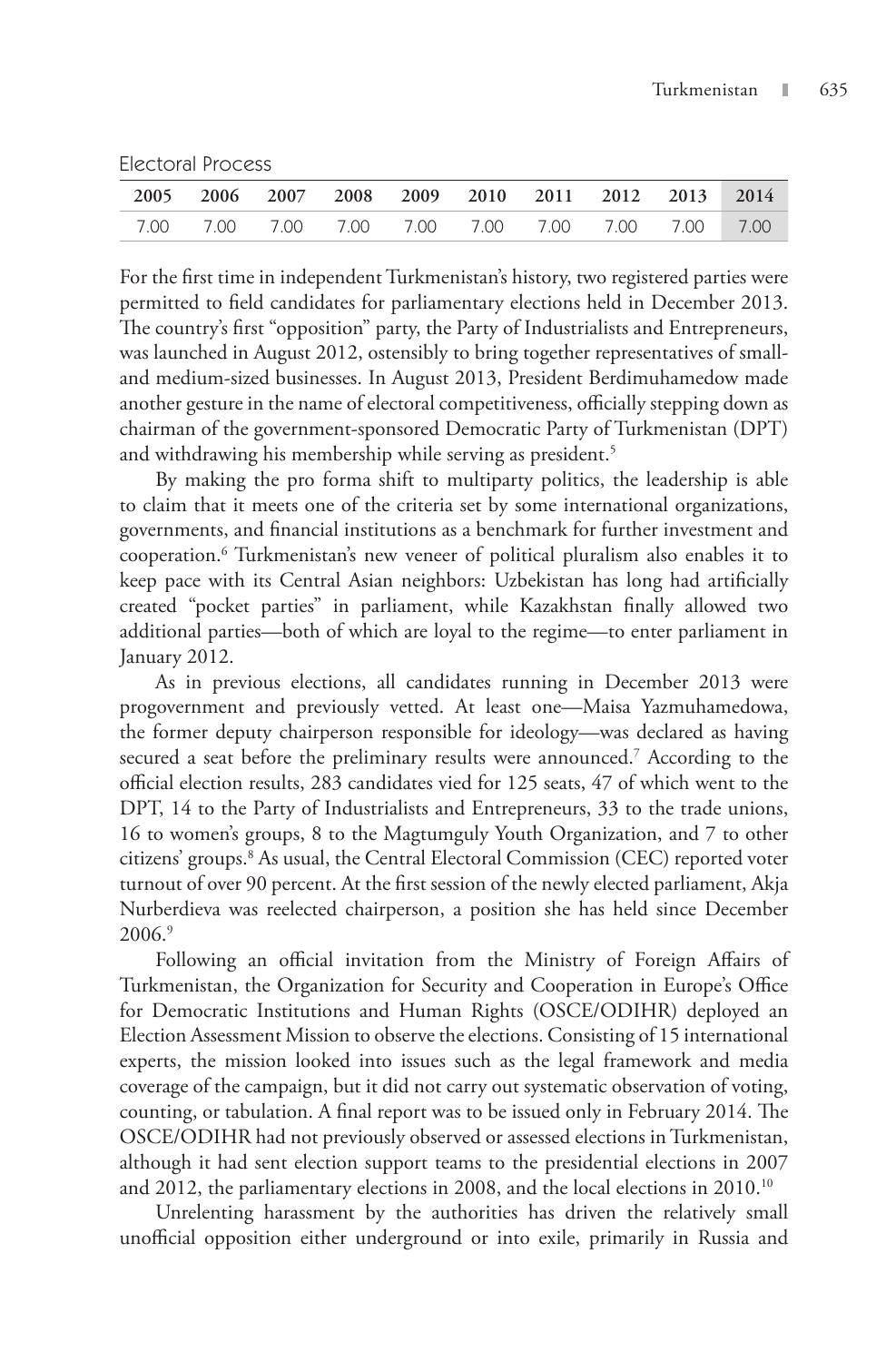Electoral Process

| 2005 | 2006 | 2007 | 2008 | 2009 | 2010 | 2011 | 2012 | 2013 | 2014 |
|---|---|---|---|---|---|---|---|---|---|
| 7.00 | 7.00 | 7.00 | 7.00 | 7.00 | 7.00 | 7.00 | 7.00 | 7.00 | 7.00 |

For the first time in independent Turkmenistan's history, two registered parties were permitted to field candidates for parliamentary elections held in December 2013. The country's first "opposition" party, the Party of Industrialists and Entrepreneurs, was launched in August 2012, ostensibly to bring together representatives of small- and medium-sized businesses. In August 2013, President Berdimuhamedow made another gesture in the name of electoral competitiveness, officially stepping down as chairman of the government-sponsored Democratic Party of Turkmenistan (DPT) and withdrawing his membership while serving as president.[5]

By making the pro forma shift to multiparty politics, the leadership is able to claim that it meets one of the criteria set by some international organizations, governments, and financial institutions as a benchmark for further investment and cooperation.[6] Turkmenistan's new veneer of political pluralism also enables it to keep pace with its Central Asian neighbors: Uzbekistan has long had artificially created "pocket parties" in parliament, while Kazakhstan finally allowed two additional parties—both of which are loyal to the regime—to enter parliament in January 2012.

As in previous elections, all candidates running in December 2013 were progovernment and previously vetted. At least one—Maisa Yazmuhamedowa, the former deputy chairperson responsible for ideology—was declared as having secured a seat before the preliminary results were announced.[7] According to the official election results, 283 candidates vied for 125 seats, 47 of which went to the DPT, 14 to the Party of Industrialists and Entrepreneurs, 33 to the trade unions, 16 to women's groups, 8 to the Magtumguly Youth Organization, and 7 to other citizens' groups.[8] As usual, the Central Electoral Commission (CEC) reported voter turnout of over 90 percent. At the first session of the newly elected parliament, Akja Nurberdieva was reelected chairperson, a position she has held since December 2006.[9]

Following an official invitation from the Ministry of Foreign Affairs of Turkmenistan, the Organization for Security and Cooperation in Europe's Office for Democratic Institutions and Human Rights (OSCE/ODIHR) deployed an Election Assessment Mission to observe the elections. Consisting of 15 international experts, the mission looked into issues such as the legal framework and media coverage of the campaign, but it did not carry out systematic observation of voting, counting, or tabulation. A final report was to be issued only in February 2014. The OSCE/ODIHR had not previously observed or assessed elections in Turkmenistan, although it had sent election support teams to the presidential elections in 2007 and 2012, the parliamentary elections in 2008, and the local elections in 2010.[10]

Unrelenting harassment by the authorities has driven the relatively small unofficial opposition either underground or into exile, primarily in Russia and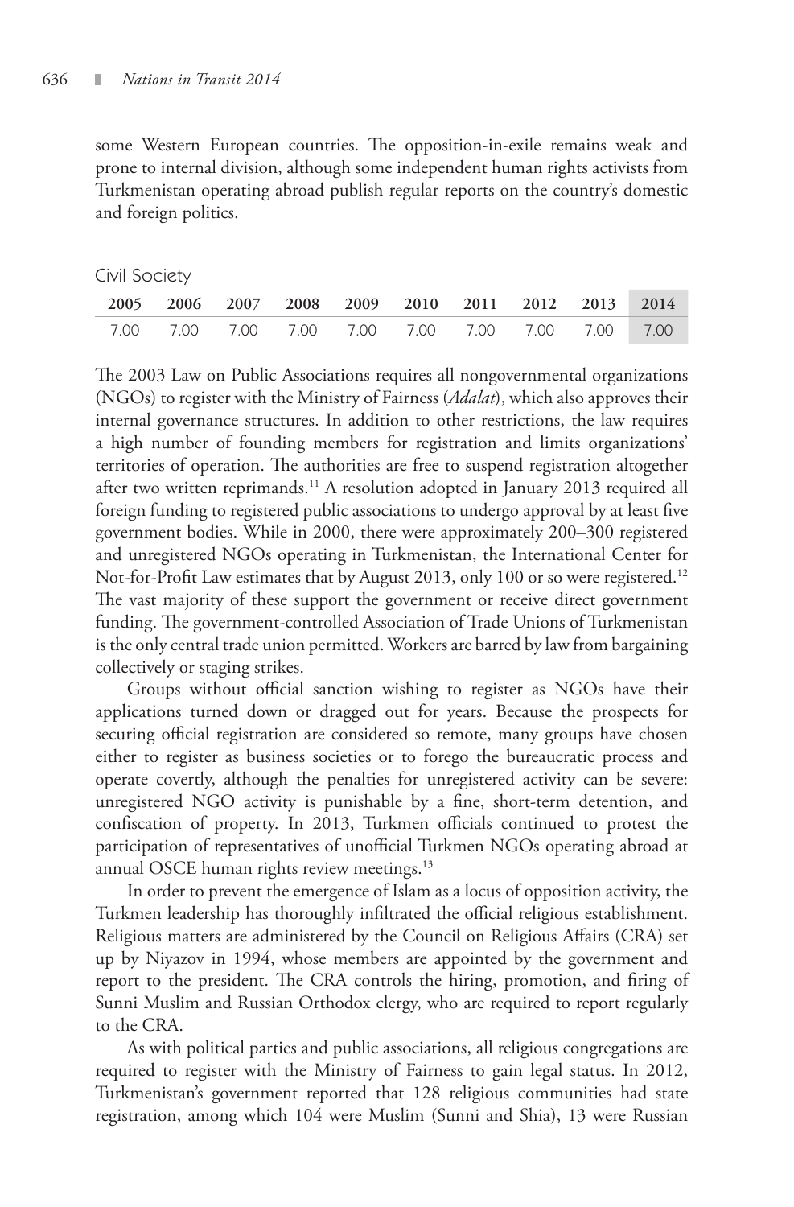some Western European countries. The opposition-in-exile remains weak and prone to internal division, although some independent human rights activists from Turkmenistan operating abroad publish regular reports on the country's domestic and foreign politics.

### Civil Society

| 2005 | 2006 | 2007 | 2008 | 2009 | 2010 | 2011 | 2012 | 2013 | 2014 |
|---|---|---|---|---|---|---|---|---|---|
| 7.00 | 7.00 | 7.00 | 7.00 | 7.00 | 7.00 | 7.00 | 7.00 | 7.00 | 7.00 |

The 2003 Law on Public Associations requires all nongovernmental organizations (NGOs) to register with the Ministry of Fairness (*Adalat*), which also approves their internal governance structures. In addition to other restrictions, the law requires a high number of founding members for registration and limits organizations' territories of operation. The authorities are free to suspend registration altogether after two written reprimands.[11] A resolution adopted in January 2013 required all foreign funding to registered public associations to undergo approval by at least five government bodies. While in 2000, there were approximately 200–300 registered and unregistered NGOs operating in Turkmenistan, the International Center for Not-for-Profit Law estimates that by August 2013, only 100 or so were registered.[12] The vast majority of these support the government or receive direct government funding. The government-controlled Association of Trade Unions of Turkmenistan is the only central trade union permitted. Workers are barred by law from bargaining collectively or staging strikes.

Groups without official sanction wishing to register as NGOs have their applications turned down or dragged out for years. Because the prospects for securing official registration are considered so remote, many groups have chosen either to register as business societies or to forego the bureaucratic process and operate covertly, although the penalties for unregistered activity can be severe: unregistered NGO activity is punishable by a fine, short-term detention, and confiscation of property. In 2013, Turkmen officials continued to protest the participation of representatives of unofficial Turkmen NGOs operating abroad at annual OSCE human rights review meetings.[13]

In order to prevent the emergence of Islam as a locus of opposition activity, the Turkmen leadership has thoroughly infiltrated the official religious establishment. Religious matters are administered by the Council on Religious Affairs (CRA) set up by Niyazov in 1994, whose members are appointed by the government and report to the president. The CRA controls the hiring, promotion, and firing of Sunni Muslim and Russian Orthodox clergy, who are required to report regularly to the CRA.

As with political parties and public associations, all religious congregations are required to register with the Ministry of Fairness to gain legal status. In 2012, Turkmenistan's government reported that 128 religious communities had state registration, among which 104 were Muslim (Sunni and Shia), 13 were Russian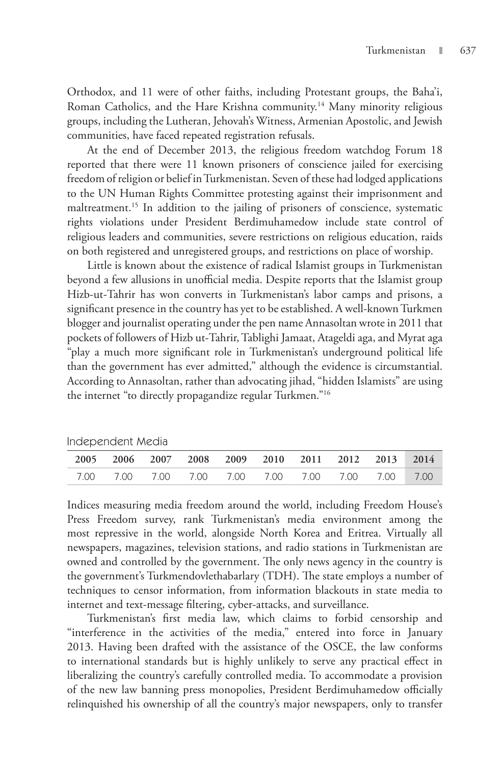Orthodox, and 11 were of other faiths, including Protestant groups, the Baha'i, Roman Catholics, and the Hare Krishna community.[14] Many minority religious groups, including the Lutheran, Jehovah's Witness, Armenian Apostolic, and Jewish communities, have faced repeated registration refusals.

At the end of December 2013, the religious freedom watchdog Forum 18 reported that there were 11 known prisoners of conscience jailed for exercising freedom of religion or belief in Turkmenistan. Seven of these had lodged applications to the UN Human Rights Committee protesting against their imprisonment and maltreatment.[15] In addition to the jailing of prisoners of conscience, systematic rights violations under President Berdimuhamedow include state control of religious leaders and communities, severe restrictions on religious education, raids on both registered and unregistered groups, and restrictions on place of worship.

Little is known about the existence of radical Islamist groups in Turkmenistan beyond a few allusions in unofficial media. Despite reports that the Islamist group Hizb-ut-Tahrir has won converts in Turkmenistan's labor camps and prisons, a significant presence in the country has yet to be established. A well-known Turkmen blogger and journalist operating under the pen name Annasoltan wrote in 2011 that pockets of followers of Hizb ut-Tahrir, Tablighi Jamaat, Atageldi aga, and Myrat aga "play a much more significant role in Turkmenistan's underground political life than the government has ever admitted," although the evidence is circumstantial. According to Annasoltan, rather than advocating jihad, "hidden Islamists" are using the internet "to directly propagandize regular Turkmen."[16]

## Independent Media

| 2005 | 2006 | 2007 | 2008 | 2009 | 2010 | 2011 | 2012 | 2013 | 2014 |
|---|---|---|---|---|---|---|---|---|---|
| 7.00 | 7.00 | 7.00 | 7.00 | 7.00 | 7.00 | 7.00 | 7.00 | 7.00 | 7.00 |

Indices measuring media freedom around the world, including Freedom House's Press Freedom survey, rank Turkmenistan's media environment among the most repressive in the world, alongside North Korea and Eritrea. Virtually all newspapers, magazines, television stations, and radio stations in Turkmenistan are owned and controlled by the government. The only news agency in the country is the government's Turkmendovlethabarlary (TDH). The state employs a number of techniques to censor information, from information blackouts in state media to internet and text-message filtering, cyber-attacks, and surveillance.

Turkmenistan's first media law, which claims to forbid censorship and "interference in the activities of the media," entered into force in January 2013. Having been drafted with the assistance of the OSCE, the law conforms to international standards but is highly unlikely to serve any practical effect in liberalizing the country's carefully controlled media. To accommodate a provision of the new law banning press monopolies, President Berdimuhamedow officially relinquished his ownership of all the country's major newspapers, only to transfer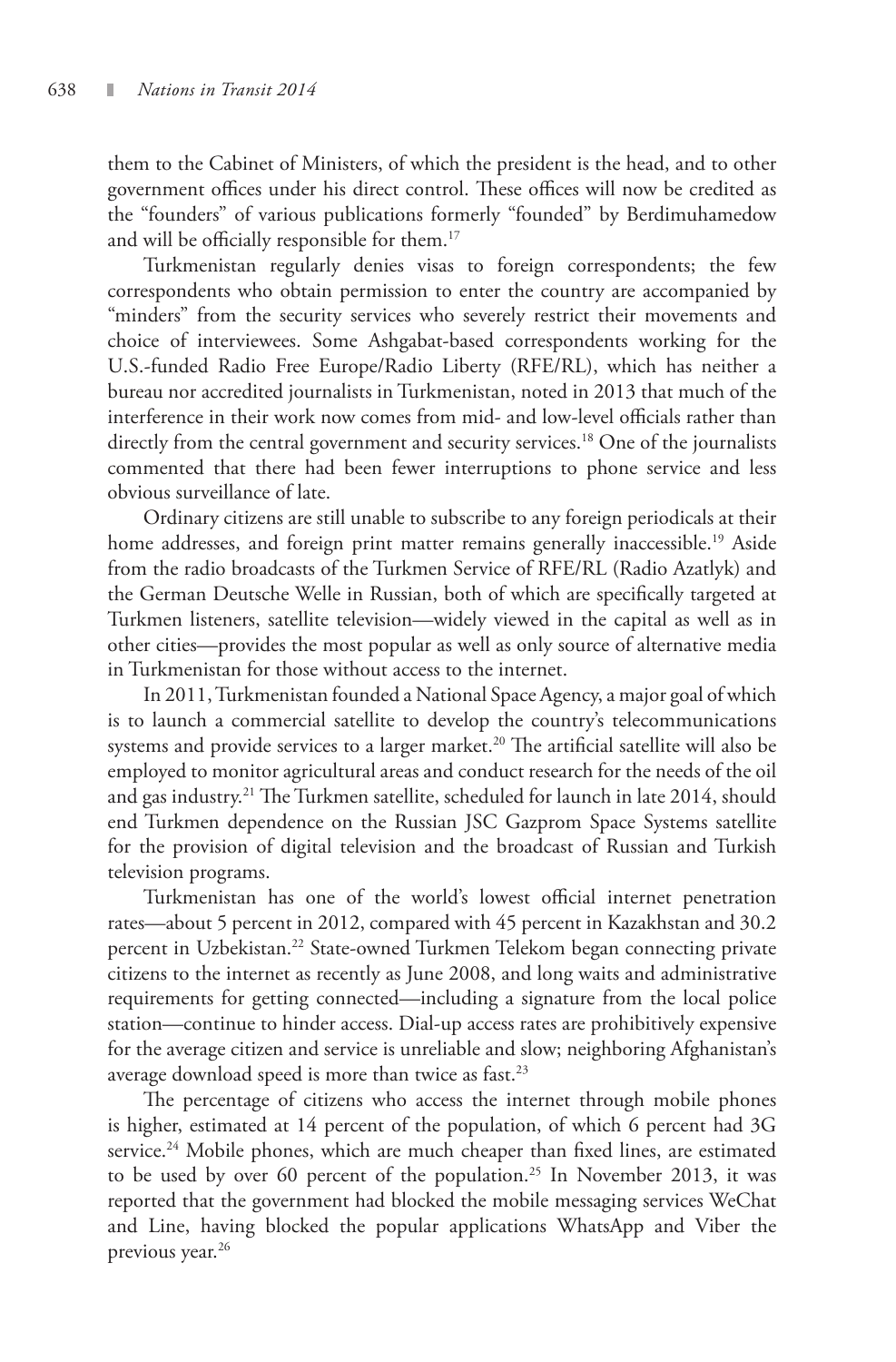them to the Cabinet of Ministers, of which the president is the head, and to other government offices under his direct control. These offices will now be credited as the "founders" of various publications formerly "founded" by Berdimuhamedow and will be officially responsible for them.[17]

Turkmenistan regularly denies visas to foreign correspondents; the few correspondents who obtain permission to enter the country are accompanied by "minders" from the security services who severely restrict their movements and choice of interviewees. Some Ashgabat-based correspondents working for the U.S.-funded Radio Free Europe/Radio Liberty (RFE/RL), which has neither a bureau nor accredited journalists in Turkmenistan, noted in 2013 that much of the interference in their work now comes from mid- and low-level officials rather than directly from the central government and security services.[18] One of the journalists commented that there had been fewer interruptions to phone service and less obvious surveillance of late.

Ordinary citizens are still unable to subscribe to any foreign periodicals at their home addresses, and foreign print matter remains generally inaccessible.[19] Aside from the radio broadcasts of the Turkmen Service of RFE/RL (Radio Azatlyk) and the German Deutsche Welle in Russian, both of which are specifically targeted at Turkmen listeners, satellite television—widely viewed in the capital as well as in other cities—provides the most popular as well as only source of alternative media in Turkmenistan for those without access to the internet.

In 2011, Turkmenistan founded a National Space Agency, a major goal of which is to launch a commercial satellite to develop the country's telecommunications systems and provide services to a larger market.[20] The artificial satellite will also be employed to monitor agricultural areas and conduct research for the needs of the oil and gas industry.[21] The Turkmen satellite, scheduled for launch in late 2014, should end Turkmen dependence on the Russian JSC Gazprom Space Systems satellite for the provision of digital television and the broadcast of Russian and Turkish television programs.

Turkmenistan has one of the world's lowest official internet penetration rates—about 5 percent in 2012, compared with 45 percent in Kazakhstan and 30.2 percent in Uzbekistan.[22] State-owned Turkmen Telekom began connecting private citizens to the internet as recently as June 2008, and long waits and administrative requirements for getting connected—including a signature from the local police station—continue to hinder access. Dial-up access rates are prohibitively expensive for the average citizen and service is unreliable and slow; neighboring Afghanistan's average download speed is more than twice as fast.[23]

The percentage of citizens who access the internet through mobile phones is higher, estimated at 14 percent of the population, of which 6 percent had 3G service.[24] Mobile phones, which are much cheaper than fixed lines, are estimated to be used by over 60 percent of the population.[25] In November 2013, it was reported that the government had blocked the mobile messaging services WeChat and Line, having blocked the popular applications WhatsApp and Viber the previous year.[26]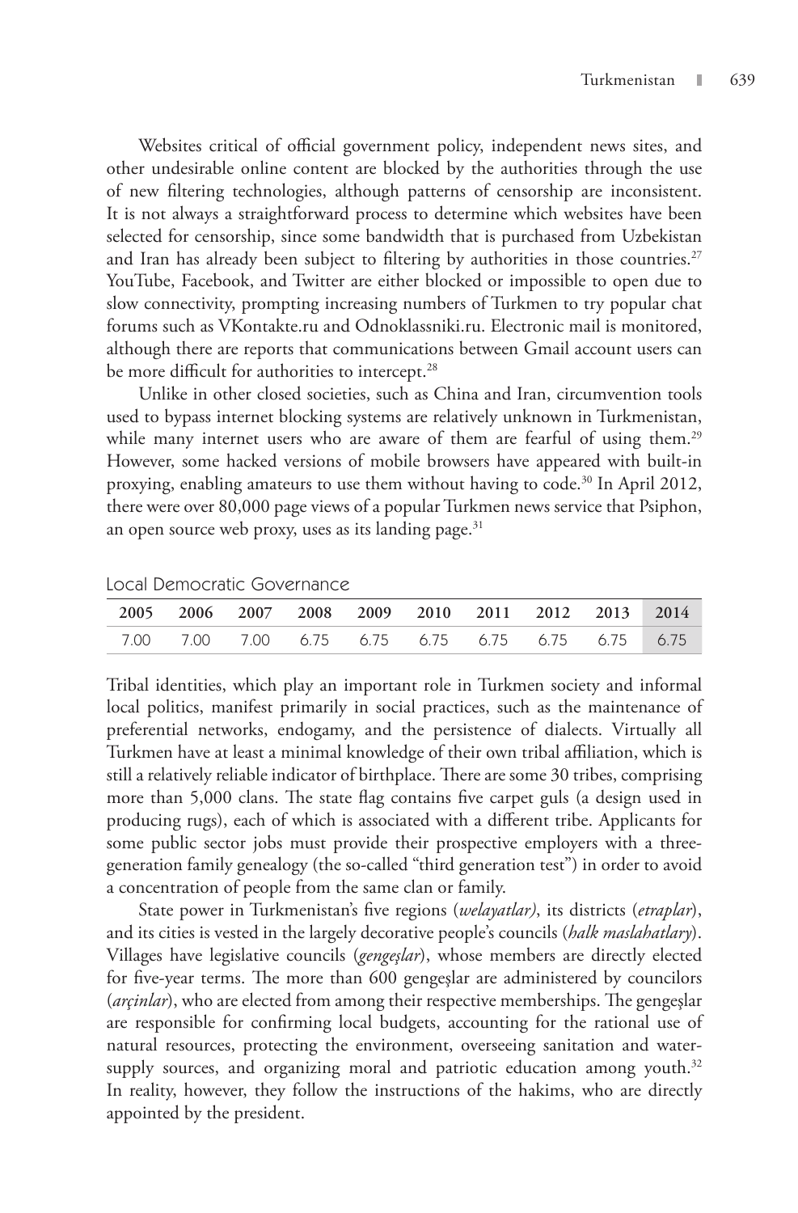Websites critical of official government policy, independent news sites, and other undesirable online content are blocked by the authorities through the use of new filtering technologies, although patterns of censorship are inconsistent. It is not always a straightforward process to determine which websites have been selected for censorship, since some bandwidth that is purchased from Uzbekistan and Iran has already been subject to filtering by authorities in those countries.[27] YouTube, Facebook, and Twitter are either blocked or impossible to open due to slow connectivity, prompting increasing numbers of Turkmen to try popular chat forums such as VKontakte.ru and Odnoklassniki.ru. Electronic mail is monitored, although there are reports that communications between Gmail account users can be more difficult for authorities to intercept.[28]

Unlike in other closed societies, such as China and Iran, circumvention tools used to bypass internet blocking systems are relatively unknown in Turkmenistan, while many internet users who are aware of them are fearful of using them.[29] However, some hacked versions of mobile browsers have appeared with built-in proxying, enabling amateurs to use them without having to code.[30] In April 2012, there were over 80,000 page views of a popular Turkmen news service that Psiphon, an open source web proxy, uses as its landing page.[31]

## Local Democratic Governance

| 2005 | 2006 | 2007 | 2008 | 2009 | 2010 | 2011 | 2012 | 2013 | 2014 |
|---|---|---|---|---|---|---|---|---|---|
| 7.00 | 7.00 | 7.00 | 6.75 | 6.75 | 6.75 | 6.75 | 6.75 | 6.75 | 6.75 |

Tribal identities, which play an important role in Turkmen society and informal local politics, manifest primarily in social practices, such as the maintenance of preferential networks, endogamy, and the persistence of dialects. Virtually all Turkmen have at least a minimal knowledge of their own tribal affiliation, which is still a relatively reliable indicator of birthplace. There are some 30 tribes, comprising more than 5,000 clans. The state flag contains five carpet guls (a design used in producing rugs), each of which is associated with a different tribe. Applicants for some public sector jobs must provide their prospective employers with a three-generation family genealogy (the so-called "third generation test") in order to avoid a concentration of people from the same clan or family.

State power in Turkmenistan's five regions (*welayatlar)*, its districts (*etraplar*), and its cities is vested in the largely decorative people's councils (*halk maslahatlary*). Villages have legislative councils (*gengeşlar*), whose members are directly elected for five-year terms. The more than 600 gengeşlar are administered by councilors (*arçinlar*), who are elected from among their respective memberships. The gengeşlar are responsible for confirming local budgets, accounting for the rational use of natural resources, protecting the environment, overseeing sanitation and water-supply sources, and organizing moral and patriotic education among youth.[32] In reality, however, they follow the instructions of the hakims, who are directly appointed by the president.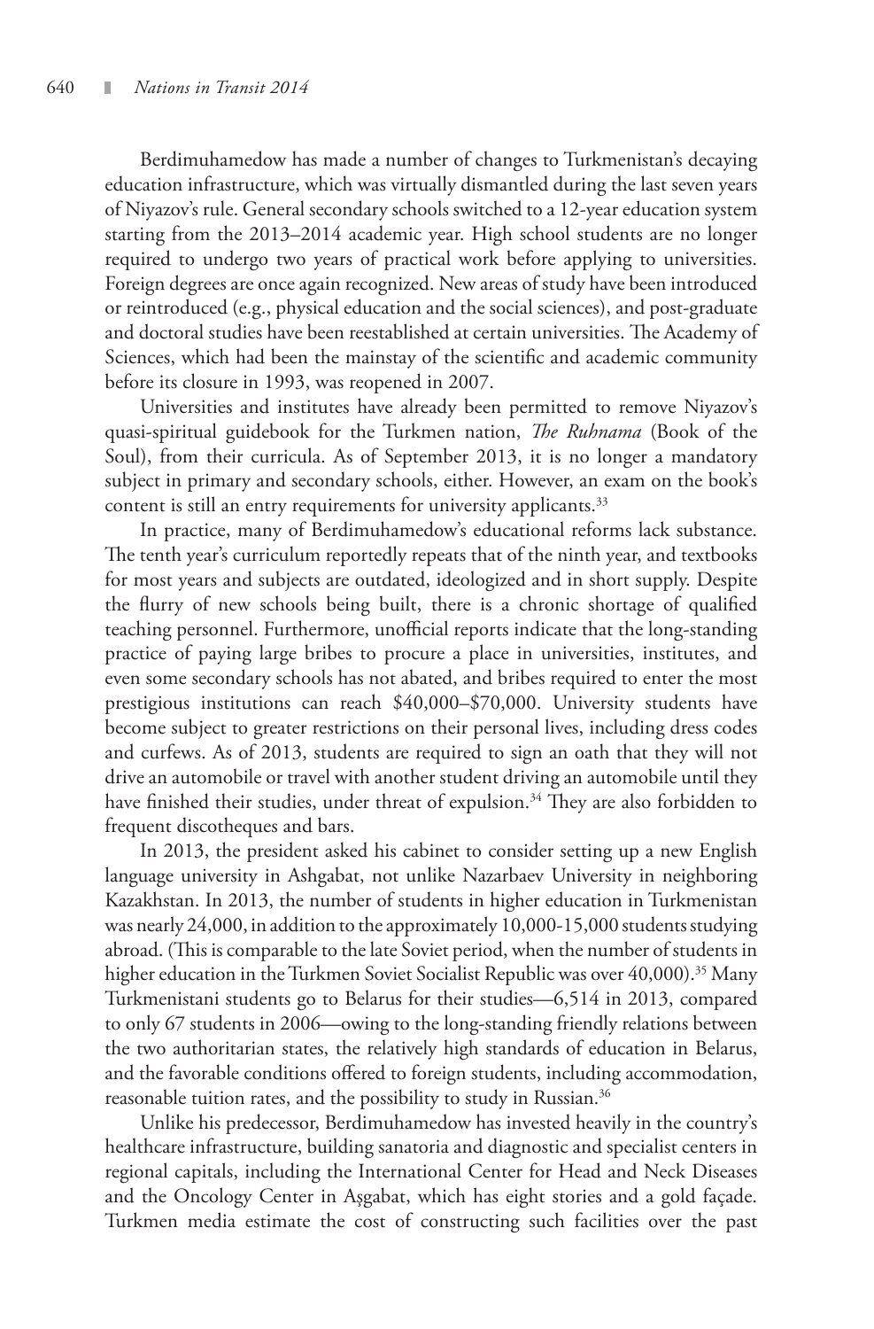Berdimuhamedow has made a number of changes to Turkmenistan's decaying education infrastructure, which was virtually dismantled during the last seven years of Niyazov's rule. General secondary schools switched to a 12-year education system starting from the 2013–2014 academic year. High school students are no longer required to undergo two years of practical work before applying to universities. Foreign degrees are once again recognized. New areas of study have been introduced or reintroduced (e.g., physical education and the social sciences), and post-graduate and doctoral studies have been reestablished at certain universities. The Academy of Sciences, which had been the mainstay of the scientific and academic community before its closure in 1993, was reopened in 2007.

Universities and institutes have already been permitted to remove Niyazov's quasi-spiritual guidebook for the Turkmen nation, *The Ruhnama* (Book of the Soul), from their curricula. As of September 2013, it is no longer a mandatory subject in primary and secondary schools, either. However, an exam on the book's content is still an entry requirements for university applicants.[33]

In practice, many of Berdimuhamedow's educational reforms lack substance. The tenth year's curriculum reportedly repeats that of the ninth year, and textbooks for most years and subjects are outdated, ideologized and in short supply. Despite the flurry of new schools being built, there is a chronic shortage of qualified teaching personnel. Furthermore, unofficial reports indicate that the long-standing practice of paying large bribes to procure a place in universities, institutes, and even some secondary schools has not abated, and bribes required to enter the most prestigious institutions can reach $40,000–$70,000. University students have become subject to greater restrictions on their personal lives, including dress codes and curfews. As of 2013, students are required to sign an oath that they will not drive an automobile or travel with another student driving an automobile until they have finished their studies, under threat of expulsion.[34] They are also forbidden to frequent discotheques and bars.

In 2013, the president asked his cabinet to consider setting up a new English language university in Ashgabat, not unlike Nazarbaev University in neighboring Kazakhstan. In 2013, the number of students in higher education in Turkmenistan was nearly 24,000, in addition to the approximately 10,000-15,000 students studying abroad. (This is comparable to the late Soviet period, when the number of students in higher education in the Turkmen Soviet Socialist Republic was over 40,000).[35] Many Turkmenistani students go to Belarus for their studies—6,514 in 2013, compared to only 67 students in 2006—owing to the long-standing friendly relations between the two authoritarian states, the relatively high standards of education in Belarus, and the favorable conditions offered to foreign students, including accommodation, reasonable tuition rates, and the possibility to study in Russian.[36]

Unlike his predecessor, Berdimuhamedow has invested heavily in the country's healthcare infrastructure, building sanatoria and diagnostic and specialist centers in regional capitals, including the International Center for Head and Neck Diseases and the Oncology Center in Aşgabat, which has eight stories and a gold façade. Turkmen media estimate the cost of constructing such facilities over the past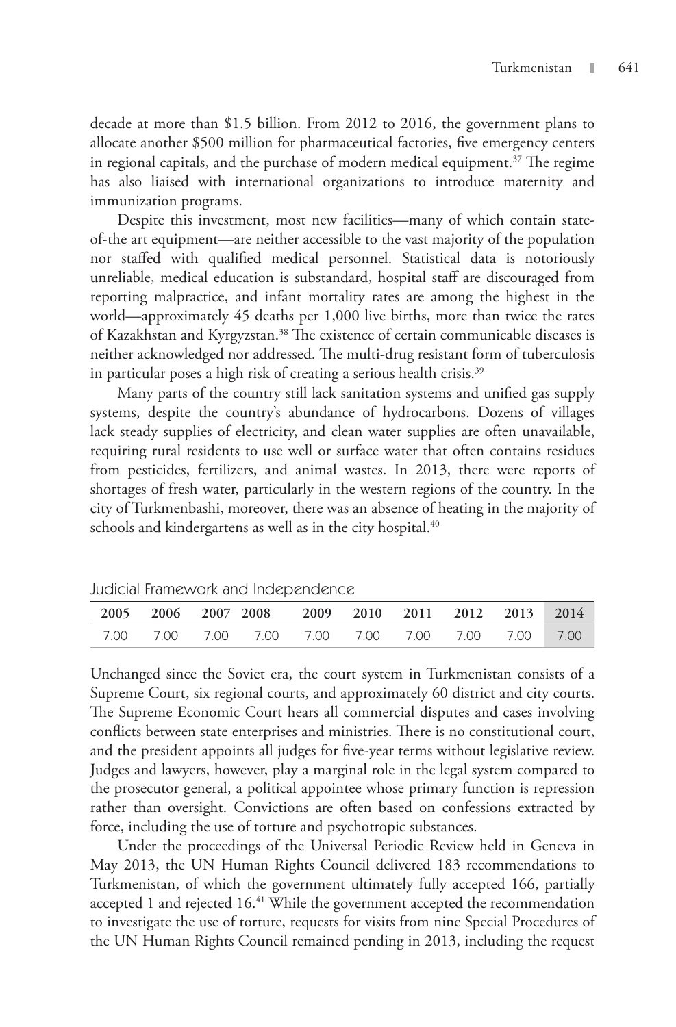decade at more than $1.5 billion. From 2012 to 2016, the government plans to allocate another $500 million for pharmaceutical factories, five emergency centers in regional capitals, and the purchase of modern medical equipment.[37] The regime has also liaised with international organizations to introduce maternity and immunization programs.

Despite this investment, most new facilities—many of which contain state-of-the art equipment—are neither accessible to the vast majority of the population nor staffed with qualified medical personnel. Statistical data is notoriously unreliable, medical education is substandard, hospital staff are discouraged from reporting malpractice, and infant mortality rates are among the highest in the world—approximately 45 deaths per 1,000 live births, more than twice the rates of Kazakhstan and Kyrgyzstan.[38] The existence of certain communicable diseases is neither acknowledged nor addressed. The multi-drug resistant form of tuberculosis in particular poses a high risk of creating a serious health crisis.[39]

Many parts of the country still lack sanitation systems and unified gas supply systems, despite the country's abundance of hydrocarbons. Dozens of villages lack steady supplies of electricity, and clean water supplies are often unavailable, requiring rural residents to use well or surface water that often contains residues from pesticides, fertilizers, and animal wastes. In 2013, there were reports of shortages of fresh water, particularly in the western regions of the country. In the city of Turkmenbashi, moreover, there was an absence of heating in the majority of schools and kindergartens as well as in the city hospital.[40]

## Judicial Framework and Independence

| 2005 | 2006 | 2007 | 2008 | 2009 | 2010 | 2011 | 2012 | 2013 | 2014 |
|---|---|---|---|---|---|---|---|---|---|
| 7.00 | 7.00 | 7.00 | 7.00 | 7.00 | 7.00 | 7.00 | 7.00 | 7.00 | 7.00 |

Unchanged since the Soviet era, the court system in Turkmenistan consists of a Supreme Court, six regional courts, and approximately 60 district and city courts. The Supreme Economic Court hears all commercial disputes and cases involving conflicts between state enterprises and ministries. There is no constitutional court, and the president appoints all judges for five-year terms without legislative review. Judges and lawyers, however, play a marginal role in the legal system compared to the prosecutor general, a political appointee whose primary function is repression rather than oversight. Convictions are often based on confessions extracted by force, including the use of torture and psychotropic substances.

Under the proceedings of the Universal Periodic Review held in Geneva in May 2013, the UN Human Rights Council delivered 183 recommendations to Turkmenistan, of which the government ultimately fully accepted 166, partially accepted 1 and rejected 16.[41] While the government accepted the recommendation to investigate the use of torture, requests for visits from nine Special Procedures of the UN Human Rights Council remained pending in 2013, including the request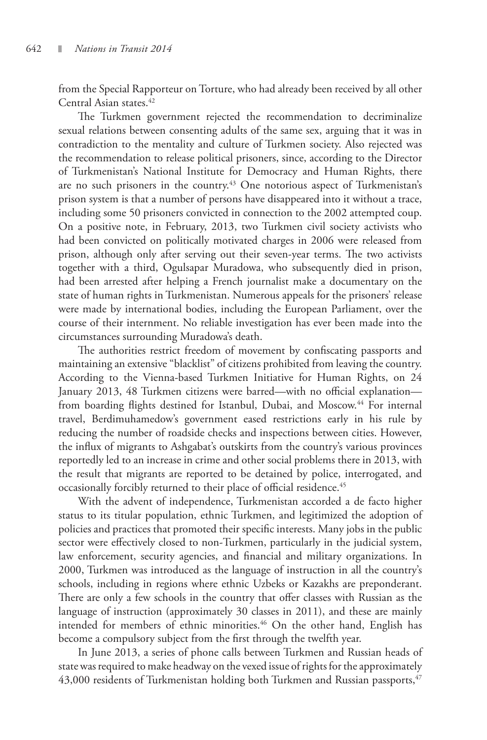from the Special Rapporteur on Torture, who had already been received by all other Central Asian states.[42]

The Turkmen government rejected the recommendation to decriminalize sexual relations between consenting adults of the same sex, arguing that it was in contradiction to the mentality and culture of Turkmen society. Also rejected was the recommendation to release political prisoners, since, according to the Director of Turkmenistan's National Institute for Democracy and Human Rights, there are no such prisoners in the country.[43] One notorious aspect of Turkmenistan's prison system is that a number of persons have disappeared into it without a trace, including some 50 prisoners convicted in connection to the 2002 attempted coup. On a positive note, in February, 2013, two Turkmen civil society activists who had been convicted on politically motivated charges in 2006 were released from prison, although only after serving out their seven-year terms. The two activists together with a third, Ogulsapar Muradowa, who subsequently died in prison, had been arrested after helping a French journalist make a documentary on the state of human rights in Turkmenistan. Numerous appeals for the prisoners' release were made by international bodies, including the European Parliament, over the course of their internment. No reliable investigation has ever been made into the circumstances surrounding Muradowa's death.

The authorities restrict freedom of movement by confiscating passports and maintaining an extensive "blacklist" of citizens prohibited from leaving the country. According to the Vienna-based Turkmen Initiative for Human Rights, on 24 January 2013, 48 Turkmen citizens were barred—with no official explanation—from boarding flights destined for Istanbul, Dubai, and Moscow.[44] For internal travel, Berdimuhamedow's government eased restrictions early in his rule by reducing the number of roadside checks and inspections between cities. However, the influx of migrants to Ashgabat's outskirts from the country's various provinces reportedly led to an increase in crime and other social problems there in 2013, with the result that migrants are reported to be detained by police, interrogated, and occasionally forcibly returned to their place of official residence.[45]

With the advent of independence, Turkmenistan accorded a de facto higher status to its titular population, ethnic Turkmen, and legitimized the adoption of policies and practices that promoted their specific interests. Many jobs in the public sector were effectively closed to non-Turkmen, particularly in the judicial system, law enforcement, security agencies, and financial and military organizations. In 2000, Turkmen was introduced as the language of instruction in all the country's schools, including in regions where ethnic Uzbeks or Kazakhs are preponderant. There are only a few schools in the country that offer classes with Russian as the language of instruction (approximately 30 classes in 2011), and these are mainly intended for members of ethnic minorities.[46] On the other hand, English has become a compulsory subject from the first through the twelfth year.

In June 2013, a series of phone calls between Turkmen and Russian heads of state was required to make headway on the vexed issue of rights for the approximately 43,000 residents of Turkmenistan holding both Turkmen and Russian passports,[47]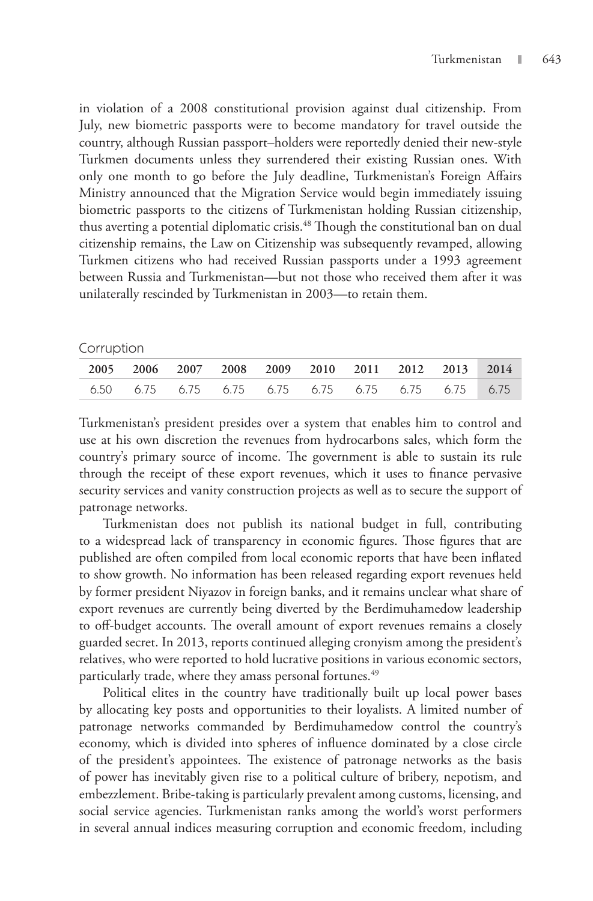in violation of a 2008 constitutional provision against dual citizenship. From July, new biometric passports were to become mandatory for travel outside the country, although Russian passport–holders were reportedly denied their new-style Turkmen documents unless they surrendered their existing Russian ones. With only one month to go before the July deadline, Turkmenistan's Foreign Affairs Ministry announced that the Migration Service would begin immediately issuing biometric passports to the citizens of Turkmenistan holding Russian citizenship, thus averting a potential diplomatic crisis.[48] Though the constitutional ban on dual citizenship remains, the Law on Citizenship was subsequently revamped, allowing Turkmen citizens who had received Russian passports under a 1993 agreement between Russia and Turkmenistan—but not those who received them after it was unilaterally rescinded by Turkmenistan in 2003—to retain them.

Corruption

| 2005 | 2006 | 2007 | 2008 | 2009 | 2010 | 2011 | 2012 | 2013 | 2014 |
|---|---|---|---|---|---|---|---|---|---|
| 6.50 | 6.75 | 6.75 | 6.75 | 6.75 | 6.75 | 6.75 | 6.75 | 6.75 | 6.75 |

Turkmenistan's president presides over a system that enables him to control and use at his own discretion the revenues from hydrocarbons sales, which form the country's primary source of income. The government is able to sustain its rule through the receipt of these export revenues, which it uses to finance pervasive security services and vanity construction projects as well as to secure the support of patronage networks.

Turkmenistan does not publish its national budget in full, contributing to a widespread lack of transparency in economic figures. Those figures that are published are often compiled from local economic reports that have been inflated to show growth. No information has been released regarding export revenues held by former president Niyazov in foreign banks, and it remains unclear what share of export revenues are currently being diverted by the Berdimuhamedow leadership to off-budget accounts. The overall amount of export revenues remains a closely guarded secret. In 2013, reports continued alleging cronyism among the president's relatives, who were reported to hold lucrative positions in various economic sectors, particularly trade, where they amass personal fortunes.[49]

Political elites in the country have traditionally built up local power bases by allocating key posts and opportunities to their loyalists. A limited number of patronage networks commanded by Berdimuhamedow control the country's economy, which is divided into spheres of influence dominated by a close circle of the president's appointees. The existence of patronage networks as the basis of power has inevitably given rise to a political culture of bribery, nepotism, and embezzlement. Bribe-taking is particularly prevalent among customs, licensing, and social service agencies. Turkmenistan ranks among the world's worst performers in several annual indices measuring corruption and economic freedom, including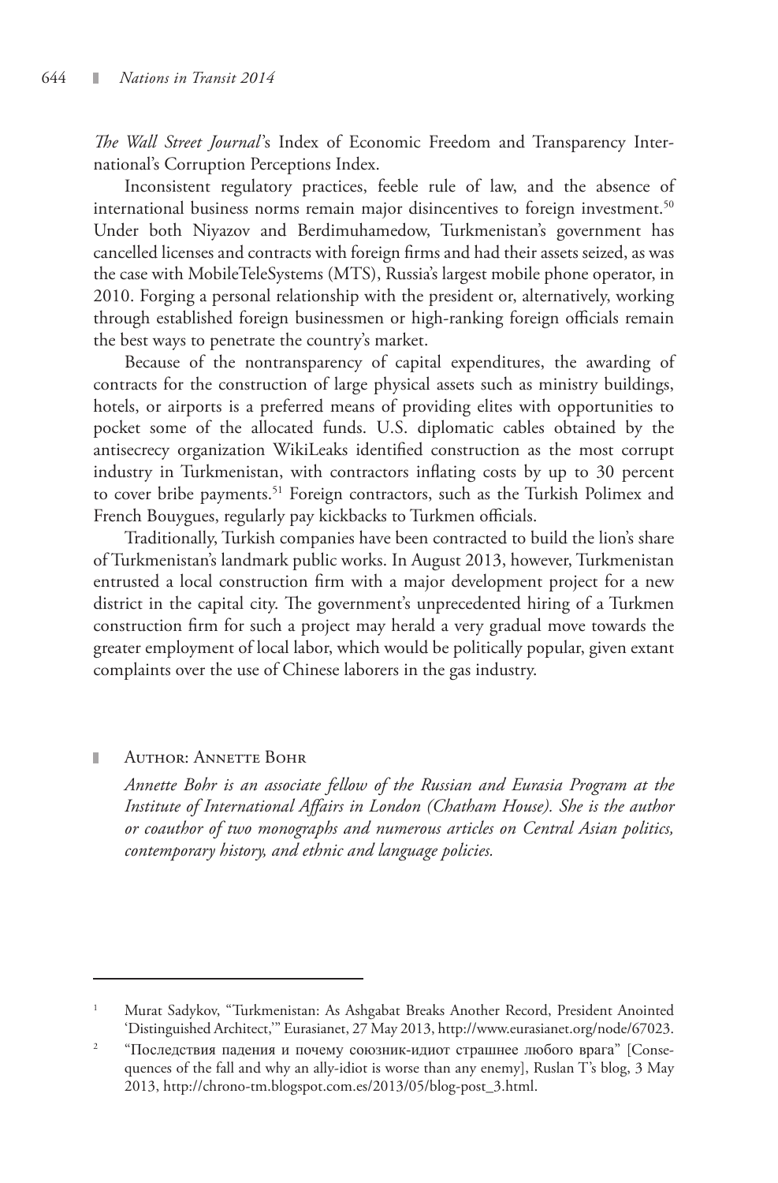*The Wall Street Journal*'s Index of Economic Freedom and Transparency International's Corruption Perceptions Index.

Inconsistent regulatory practices, feeble rule of law, and the absence of international business norms remain major disincentives to foreign investment.[50] Under both Niyazov and Berdimuhamedow, Turkmenistan's government has cancelled licenses and contracts with foreign firms and had their assets seized, as was the case with MobileTeleSystems (MTS), Russia's largest mobile phone operator, in 2010. Forging a personal relationship with the president or, alternatively, working through established foreign businessmen or high-ranking foreign officials remain the best ways to penetrate the country's market.

Because of the nontransparency of capital expenditures, the awarding of contracts for the construction of large physical assets such as ministry buildings, hotels, or airports is a preferred means of providing elites with opportunities to pocket some of the allocated funds. U.S. diplomatic cables obtained by the antisecrecy organization WikiLeaks identified construction as the most corrupt industry in Turkmenistan, with contractors inflating costs by up to 30 percent to cover bribe payments.[51] Foreign contractors, such as the Turkish Polimex and French Bouygues, regularly pay kickbacks to Turkmen officials.

Traditionally, Turkish companies have been contracted to build the lion's share of Turkmenistan's landmark public works. In August 2013, however, Turkmenistan entrusted a local construction firm with a major development project for a new district in the capital city. The government's unprecedented hiring of a Turkmen construction firm for such a project may herald a very gradual move towards the greater employment of local labor, which would be politically popular, given extant complaints over the use of Chinese laborers in the gas industry.

## Author: Annette Bohr

*Annette Bohr is an associate fellow of the Russian and Eurasia Program at the Institute of International Affairs in London (Chatham House). She is the author or coauthor of two monographs and numerous articles on Central Asian politics, contemporary history, and ethnic and language policies.*

---

[1] Murat Sadykov, "Turkmenistan: As Ashgabat Breaks Another Record, President Anointed 'Distinguished Architect,'" Eurasianet, 27 May 2013, http://www.eurasianet.org/node/67023.

[2] "Последствия падения и почему союзник-идиот страшнее любого врага" [Consequences of the fall and why an ally-idiot is worse than any enemy], Ruslan T's blog, 3 May 2013, http://chrono-tm.blogspot.com.es/2013/05/blog-post_3.html.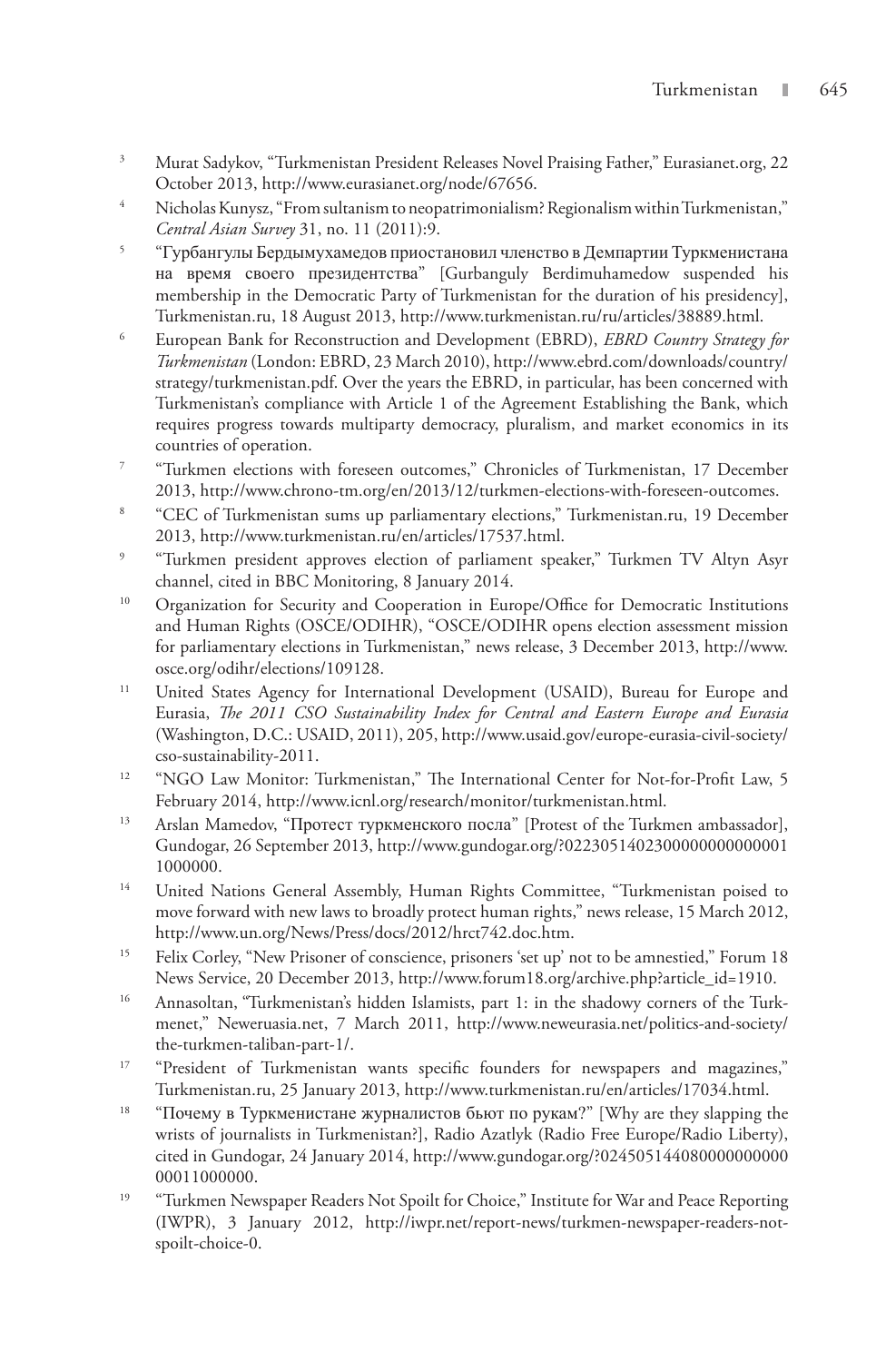3 Murat Sadykov, "Turkmenistan President Releases Novel Praising Father," Eurasianet.org, 22 October 2013, http://www.eurasianet.org/node/67656.

4 Nicholas Kunysz, "From sultanism to neopatrimonialism? Regionalism within Turkmenistan," *Central Asian Survey* 31, no. 11 (2011):9.

5 "Гурбангулы Бердымухамедов приостановил членство в Демпартии Туркменистана на время своего президентства" [Gurbanguly Berdimuhamedow suspended his membership in the Democratic Party of Turkmenistan for the duration of his presidency], Turkmenistan.ru, 18 August 2013, http://www.turkmenistan.ru/ru/articles/38889.html.

6 European Bank for Reconstruction and Development (EBRD), *EBRD Country Strategy for Turkmenistan* (London: EBRD, 23 March 2010), http://www.ebrd.com/downloads/country/strategy/turkmenistan.pdf. Over the years the EBRD, in particular, has been concerned with Turkmenistan's compliance with Article 1 of the Agreement Establishing the Bank, which requires progress towards multiparty democracy, pluralism, and market economics in its countries of operation.

7 "Turkmen elections with foreseen outcomes," Chronicles of Turkmenistan, 17 December 2013, http://www.chrono-tm.org/en/2013/12/turkmen-elections-with-foreseen-outcomes.

8 "CEC of Turkmenistan sums up parliamentary elections," Turkmenistan.ru, 19 December 2013, http://www.turkmenistan.ru/en/articles/17537.html.

9 "Turkmen president approves election of parliament speaker," Turkmen TV Altyn Asyr channel, cited in BBC Monitoring, 8 January 2014.

10 Organization for Security and Cooperation in Europe/Office for Democratic Institutions and Human Rights (OSCE/ODIHR), "OSCE/ODIHR opens election assessment mission for parliamentary elections in Turkmenistan," news release, 3 December 2013, http://www.osce.org/odihr/elections/109128.

11 United States Agency for International Development (USAID), Bureau for Europe and Eurasia, *The 2011 CSO Sustainability Index for Central and Eastern Europe and Eurasia* (Washington, D.C.: USAID, 2011), 205, http://www.usaid.gov/europe-eurasia-civil-society/cso-sustainability-2011.

12 "NGO Law Monitor: Turkmenistan," The International Center for Not-for-Profit Law, 5 February 2014, http://www.icnl.org/research/monitor/turkmenistan.html.

13 Arslan Mamedov, "Протест туркменского посла" [Protest of the Turkmen ambassador], Gundogar, 26 September 2013, http://www.gundogar.org/?022305140230000000000001 1000000.

14 United Nations General Assembly, Human Rights Committee, "Turkmenistan poised to move forward with new laws to broadly protect human rights," news release, 15 March 2012, http://www.un.org/News/Press/docs/2012/hrct742.doc.htm.

15 Felix Corley, "New Prisoner of conscience, prisoners 'set up' not to be amnestied," Forum 18 News Service, 20 December 2013, http://www.forum18.org/archive.php?article_id=1910.

16 Annasoltan, "Turkmenistan's hidden Islamists, part 1: in the shadowy corners of the Turkmenet," Neweruasia.net, 7 March 2011, http://www.neweurasia.net/politics-and-society/the-turkmen-taliban-part-1/.

17 "President of Turkmenistan wants specific founders for newspapers and magazines," Turkmenistan.ru, 25 January 2013, http://www.turkmenistan.ru/en/articles/17034.html.

18 "Почему в Туркменистане журналистов бьют по рукам?" [Why are they slapping the wrists of journalists in Turkmenistan?], Radio Azatlyk (Radio Free Europe/Radio Liberty), cited in Gundogar, 24 January 2014, http://www.gundogar.org/?024505144080000000000 00011000000.

19 "Turkmen Newspaper Readers Not Spoilt for Choice," Institute for War and Peace Reporting (IWPR), 3 January 2012, http://iwpr.net/report-news/turkmen-newspaper-readers-not-spoilt-choice-0.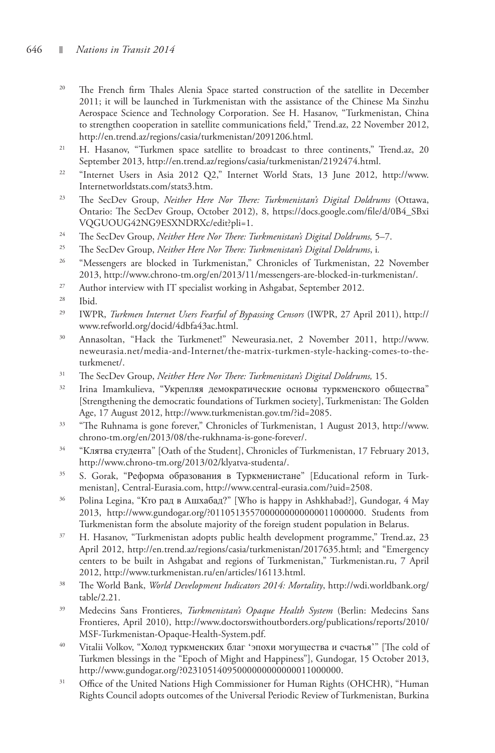[20] The French firm Thales Alenia Space started construction of the satellite in December 2011; it will be launched in Turkmenistan with the assistance of the Chinese Ma Sinzhu Aerospace Science and Technology Corporation. See H. Hasanov, "Turkmenistan, China to strengthen cooperation in satellite communications field," Trend.az, 22 November 2012, http://en.trend.az/regions/casia/turkmenistan/2091206.html.

[21] H. Hasanov, "Turkmen space satellite to broadcast to three continents," Trend.az, 20 September 2013, http://en.trend.az/regions/casia/turkmenistan/2192474.html.

[22] "Internet Users in Asia 2012 Q2," Internet World Stats, 13 June 2012, http://www.Internetworldstats.com/stats3.htm.

[23] The SecDev Group, *Neither Here Nor There: Turkmenistan's Digital Doldrums* (Ottawa, Ontario: The SecDev Group, October 2012), 8, https://docs.google.com/file/d/0B4_SBxiVQGUOUG42NG9ESXNDRXc/edit?pli=1.

[24] The SecDev Group, *Neither Here Nor There: Turkmenistan's Digital Doldrums,* 5–7.

[25] The SecDev Group, *Neither Here Nor There: Turkmenistan's Digital Doldrums*, i.

[26] "Messengers are blocked in Turkmenistan," Chronicles of Turkmenistan, 22 November 2013, http://www.chrono-tm.org/en/2013/11/messengers-are-blocked-in-turkmenistan/.

[27] Author interview with IT specialist working in Ashgabat, September 2012.

[28] Ibid.

[29] IWPR, *Turkmen Internet Users Fearful of Bypassing Censors* (IWPR, 27 April 2011), http://www.refworld.org/docid/4dbfa43ac.html.

[30] Annasoltan, "Hack the Turkmenet!" Neweurasia.net, 2 November 2011, http://www.neweurasia.net/media-and-Internet/the-matrix-turkmen-style-hacking-comes-to-the-turkmenet/.

[31] The SecDev Group, *Neither Here Nor There: Turkmenistan's Digital Doldrums,* 15.

[32] Irina Imamkulieva, "Укрепляя демократические основы туркменского общества" [Strengthening the democratic foundations of Turkmen society], Turkmenistan: The Golden Age, 17 August 2012, http://www.turkmenistan.gov.tm/?id=2085.

[33] "The Ruhnama is gone forever," Chronicles of Turkmenistan, 1 August 2013, http://www.chrono-tm.org/en/2013/08/the-rukhnama-is-gone-forever/.

[34] "Клятва студента" [Oath of the Student], Chronicles of Turkmenistan, 17 February 2013, http://www.chrono-tm.org/2013/02/klyatva-studenta/.

[35] S. Gorak, "Реформа образования в Туркменистане" [Educational reform in Turkmenistan], Central-Eurasia.com, http://www.central-eurasia.com/?uid=2508.

[36] Polina Legina, "Кто рад в Ашхабад?" [Who is happy in Ashkhabad?], Gundogar, 4 May 2013, http://www.gundogar.org/?0110513557000000000000011000000. Students from Turkmenistan form the absolute majority of the foreign student population in Belarus.

[37] H. Hasanov, "Turkmenistan adopts public health development programme," Trend.az, 23 April 2012, http://en.trend.az/regions/casia/turkmenistan/2017635.html; and "Emergency centers to be built in Ashgabat and regions of Turkmenistan," Turkmenistan.ru, 7 April 2012, http://www.turkmenistan.ru/en/articles/16113.html.

[38] The World Bank, *World Development Indicators 2014: Mortality*, http://wdi.worldbank.org/table/2.21.

[39] Medecins Sans Frontieres, *Turkmenistan's Opaque Health System* (Berlin: Medecins Sans Frontieres, April 2010), http://www.doctorswithoutborders.org/publications/reports/2010/MSF-Turkmenistan-Opaque-Health-System.pdf.

[40] Vitalii Volkov, "Холод туркменских благ 'эпохи могущества и счастья'" [The cold of Turkmen blessings in the "Epoch of Might and Happiness"], Gundogar, 15 October 2013, http://www.gundogar.org/?0231051409500000000000011000000.

[31] Office of the United Nations High Commissioner for Human Rights (OHCHR), "Human Rights Council adopts outcomes of the Universal Periodic Review of Turkmenistan, Burkina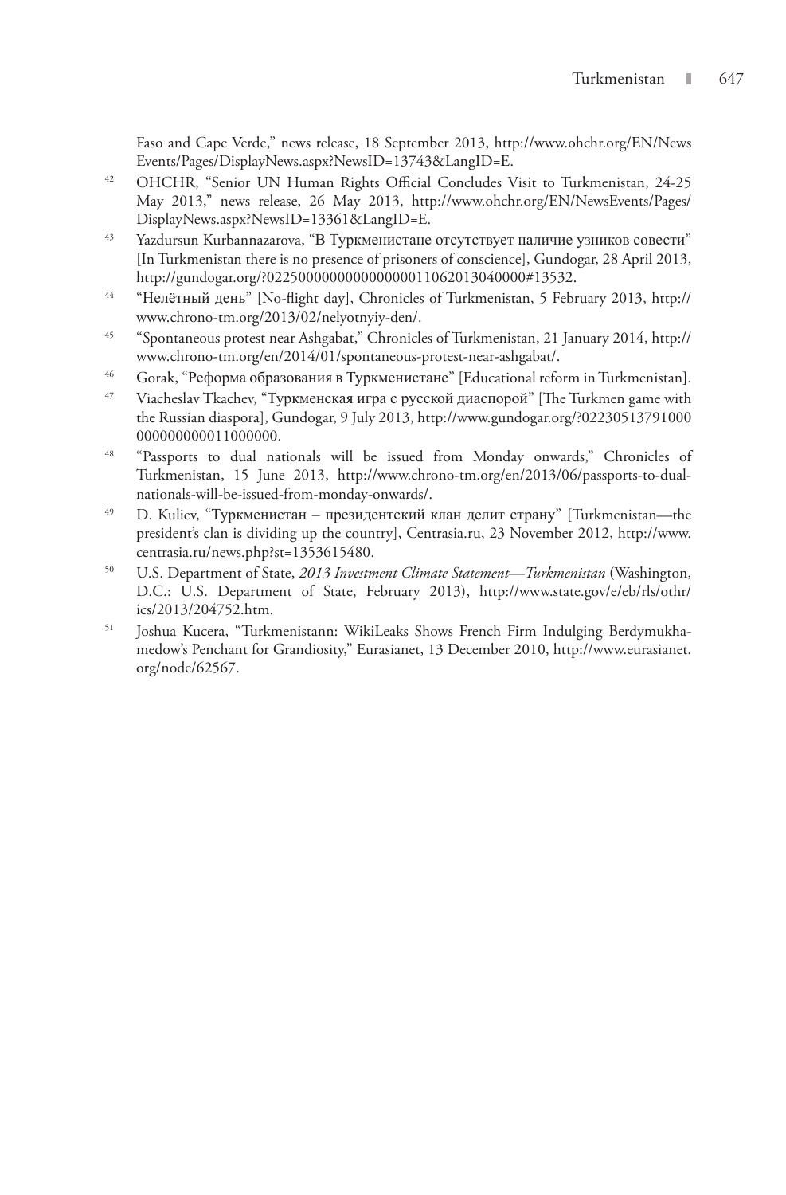Faso and Cape Verde," news release, 18 September 2013, http://www.ohchr.org/EN/NewsEvents/Pages/DisplayNews.aspx?NewsID=13743&LangID=E.

42 OHCHR, "Senior UN Human Rights Official Concludes Visit to Turkmenistan, 24-25 May 2013," news release, 26 May 2013, http://www.ohchr.org/EN/NewsEvents/Pages/DisplayNews.aspx?NewsID=13361&LangID=E.

43 Yazdursun Kurbannazarova, "В Туркменистане отсутствует наличие узников совести" [In Turkmenistan there is no presence of prisoners of conscience], Gundogar, 28 April 2013, http://gundogar.org/?02250000000000000011062013040000#13532.

44 "Нелётный день" [No-flight day], Chronicles of Turkmenistan, 5 February 2013, http://www.chrono-tm.org/2013/02/nelyotnyiy-den/.

45 "Spontaneous protest near Ashgabat," Chronicles of Turkmenistan, 21 January 2014, http://www.chrono-tm.org/en/2014/01/spontaneous-protest-near-ashgabat/.

46 Gorak, "Реформа образования в Туркменистане" [Educational reform in Turkmenistan].

47 Viacheslav Tkachev, "Туркменская игра с русской диаспорой" [The Turkmen game with the Russian diaspora], Gundogar, 9 July 2013, http://www.gundogar.org/?02230513791000000000000011000000.

48 "Passports to dual nationals will be issued from Monday onwards," Chronicles of Turkmenistan, 15 June 2013, http://www.chrono-tm.org/en/2013/06/passports-to-dual-nationals-will-be-issued-from-monday-onwards/.

49 D. Kuliev, "Туркменистан – президентский клан делит страну" [Turkmenistan—the president's clan is dividing up the country], Centrasia.ru, 23 November 2012, http://www.centrasia.ru/news.php?st=1353615480.

50 U.S. Department of State, *2013 Investment Climate Statement—Turkmenistan* (Washington, D.C.: U.S. Department of State, February 2013), http://www.state.gov/e/eb/rls/othr/ics/2013/204752.htm.

51 Joshua Kucera, "Turkmenistann: WikiLeaks Shows French Firm Indulging Berdymukhamedow's Penchant for Grandiosity," Eurasianet, 13 December 2010, http://www.eurasianet.org/node/62567.